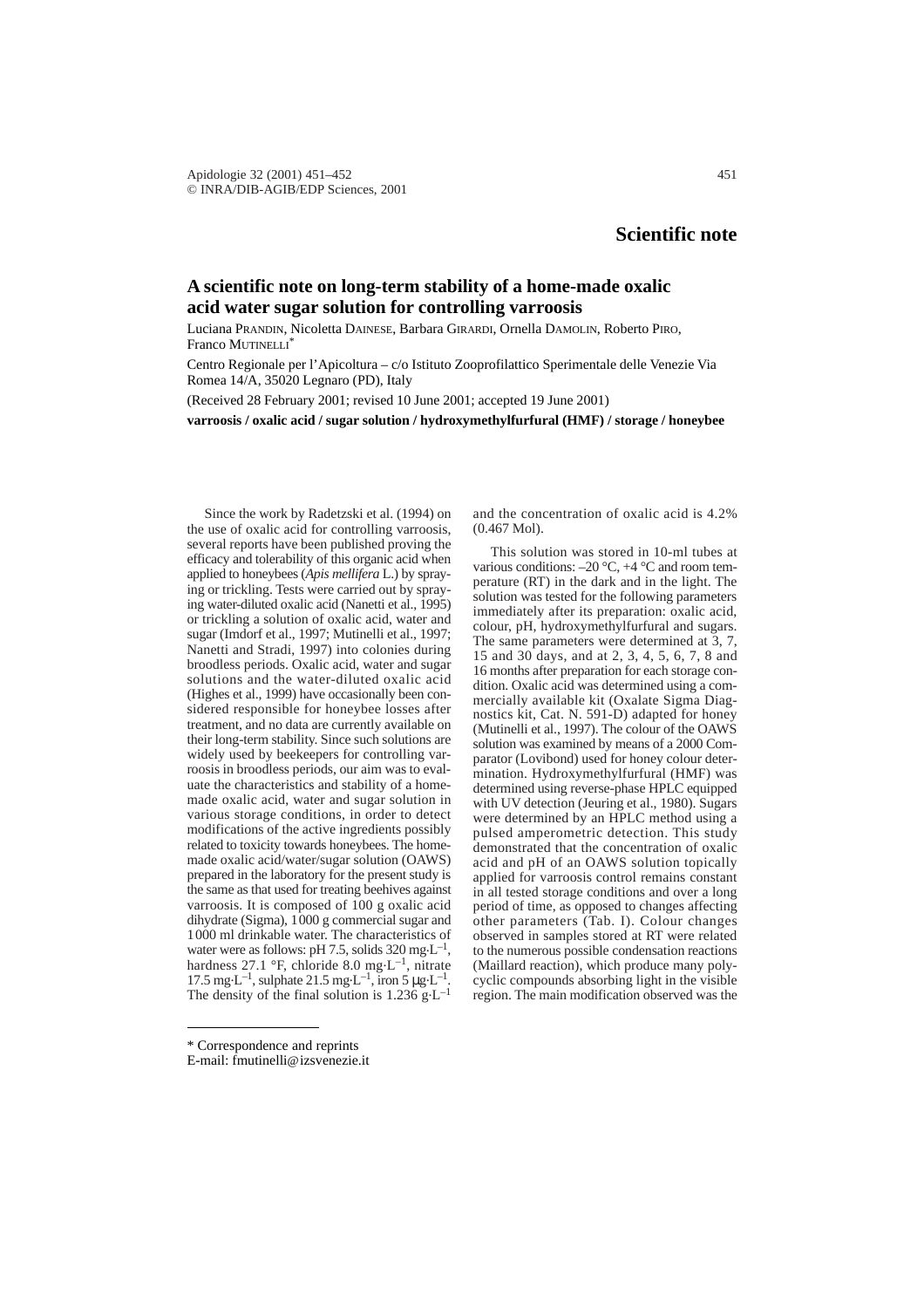**Scientific note**

# A scientific note on long-term stability of a home-made oxalic acid water sugar solution for controlling varroosis

Luciana Prandin, Nicoletta Dainese, Barbara Girardi, Ornella Damolin, Roberto Piro, Franco Mutinelli*

Centro Regionale per l'Apicoltura – c/o Istituto Zooprofilattico Sperimentale delle Venezie Via Romea 14/A, 35020 Legnaro (PD), Italy

(Received 28 February 2001; revised 10 June 2001; accepted 19 June 2001)

**varroosis / oxalic acid / sugar solution / hydroxymethylfurfural (HMF) / storage / honeybee**

Since the work by Radetzski et al. (1994) on the use of oxalic acid for controlling varroosis, several reports have been published proving the efficacy and tolerability of this organic acid when applied to honeybees (*Apis mellifera* L.) by spraying or trickling. Tests were carried out by spraying water-diluted oxalic acid (Nanetti et al., 1995) or trickling a solution of oxalic acid, water and sugar (Imdorf et al., 1997; Mutinelli et al., 1997; Nanetti and Stradi, 1997) into colonies during broodless periods. Oxalic acid, water and sugar solutions and the water-diluted oxalic acid (Highes et al., 1999) have occasionally been considered responsible for honeybee losses after treatment, and no data are currently available on their long-term stability. Since such solutions are widely used by beekeepers for controlling varroosis in broodless periods, our aim was to evaluate the characteristics and stability of a home-made oxalic acid, water and sugar solution in various storage conditions, in order to detect modifications of the active ingredients possibly related to toxicity towards honeybees. The home-made oxalic acid/water/sugar solution (OAWS) prepared in the laboratory for the present study is the same as that used for treating beehives against varroosis. It is composed of 100 g oxalic acid dihydrate (Sigma), 1000 g commercial sugar and 1000 ml drinkable water. The characteristics of water were as follows: pH 7.5, solids 320 $mg \cdot L^{-1}$, hardness 27.1 °F, chloride 8.0 $mg \cdot L^{-1}$, nitrate 17.5 $mg \cdot L^{-1}$, sulphate 21.5 $mg \cdot L^{-1}$, iron 5 $\mu g \cdot L^{-1}$. The density of the final solution is 1.236 $g \cdot L^{-1}$ and the concentration of oxalic acid is 4.2% (0.467 Mol).

This solution was stored in 10-ml tubes at various conditions: –20 °C, +4 °C and room temperature (RT) in the dark and in the light. The solution was tested for the following parameters immediately after its preparation: oxalic acid, colour, pH, hydroxymethylfurfural and sugars. The same parameters were determined at 3, 7, 15 and 30 days, and at 2, 3, 4, 5, 6, 7, 8 and 16 months after preparation for each storage condition. Oxalic acid was determined using a commercially available kit (Oxalate Sigma Diagnostics kit, Cat. N. 591-D) adapted for honey (Mutinelli et al., 1997). The colour of the OAWS solution was examined by means of a 2000 Comparator (Lovibond) used for honey colour determination. Hydroxymethylfurfural (HMF) was determined using reverse-phase HPLC equipped with UV detection (Jeuring et al., 1980). Sugars were determined by an HPLC method using a pulsed amperometric detection. This study demonstrated that the concentration of oxalic acid and pH of an OAWS solution topically applied for varroosis control remains constant in all tested storage conditions and over a long period of time, as opposed to changes affecting other parameters (Tab. I). Colour changes observed in samples stored at RT were related to the numerous possible condensation reactions (Maillard reaction), which produce many polycyclic compounds absorbing light in the visible region. The main modification observed was the

\* Correspondence and reprints
E-mail: fmutinelli@izsvenezie.it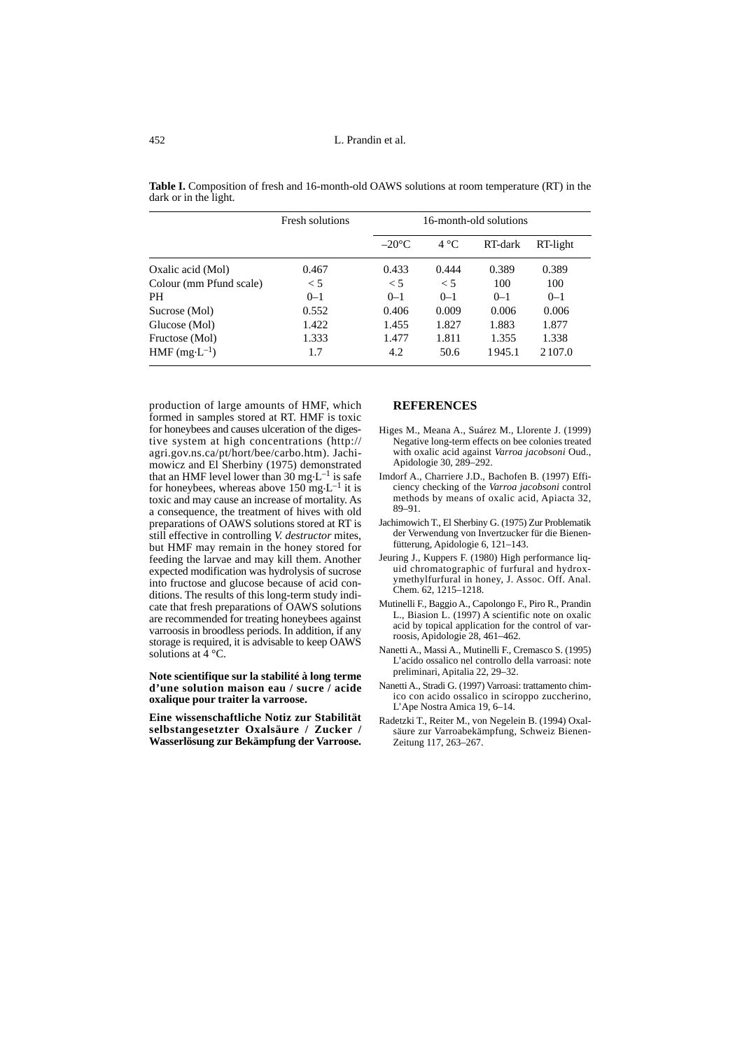**Table I.** Composition of fresh and 16-month-old OAWS solutions at room temperature (RT) in the dark or in the light.

| | Fresh solutions | 16-month-old solutions | | | |
|---|---|---|---|---|---|
| | | –20°C | 4 °C | RT-dark | RT-light |
| Oxalic acid (Mol) | 0.467 | 0.433 | 0.444 | 0.389 | 0.389 |
| Colour (mm Pfund scale) | < 5 | < 5 | < 5 | 100 | 100 |
| PH | 0–1 | 0–1 | 0–1 | 0–1 | 0–1 |
| Sucrose (Mol) | 0.552 | 0.406 | 0.009 | 0.006 | 0.006 |
| Glucose (Mol) | 1.422 | 1.455 | 1.827 | 1.883 | 1.877 |
| Fructose (Mol) | 1.333 | 1.477 | 1.811 | 1.355 | 1.338 |
| HMF ($mg \cdot L^{-1}$) | 1.7 | 4.2 | 50.6 | 1945.1 | 2107.0 |

production of large amounts of HMF, which formed in samples stored at RT. HMF is toxic for honeybees and causes ulceration of the digestive system at high concentrations (http://agri.gov.ns.ca/pt/hort/bee/carbo.htm). Jachimowicz and El Sherbiny (1975) demonstrated that an HMF level lower than 30 $mg \cdot L^{-1}$ is safe for honeybees, whereas above 150 $mg \cdot L^{-1}$ it is toxic and may cause an increase of mortality. As a consequence, the treatment of hives with old preparations of OAWS solutions stored at RT is still effective in controlling *V. destructor* mites, but HMF may remain in the honey stored for feeding the larvae and may kill them. Another expected modification was hydrolysis of sucrose into fructose and glucose because of acid conditions. The results of this long-term study indicate that fresh preparations of OAWS solutions are recommended for treating honeybees against varroosis in broodless periods. In addition, if any storage is required, it is advisable to keep OAWS solutions at 4 °C.

**Note scientifique sur la stabilité à long terme d'une solution maison eau / sucre / acide oxalique pour traiter la varroose.**

**Eine wissenschaftliche Notiz zur Stabilität selbstangesetzter Oxalsäure / Zucker / Wasserlösung zur Bekämpfung der Varroose.**

## REFERENCES

Higes M., Meana A., Suárez M., Llorente J. (1999) Negative long-term effects on bee colonies treated with oxalic acid against *Varroa jacobsoni* Oud., Apidologie 30, 289–292.

Imdorf A., Charriere J.D., Bachofen B. (1997) Efficiency checking of the *Varroa jacobsoni* control methods by means of oxalic acid, Apiacta 32, 89–91.

Jachimowich T., El Sherbiny G. (1975) Zur Problematik der Verwendung von Invertzucker für die Bienenfütterung, Apidologie 6, 121–143.

Jeuring J., Kuppers F. (1980) High performance liquid chromatographic of furfural and hydroxymethylfurfural in honey, J. Assoc. Off. Anal. Chem. 62, 1215–1218.

Mutinelli F., Baggio A., Capolongo F., Piro R., Prandin L., Biasion L. (1997) A scientific note on oxalic acid by topical application for the control of varroosis, Apidologie 28, 461–462.

Nanetti A., Massi A., Mutinelli F., Cremasco S. (1995) L'acido ossalico nel controllo della varroasi: note preliminari, Apitalia 22, 29–32.

Nanetti A., Stradi G. (1997) Varroasi: trattamento chimico con acido ossalico in sciroppo zuccherino, L'Ape Nostra Amica 19, 6–14.

Radetzki T., Reiter M., von Negelein B. (1994) Oxalsäure zur Varroabekämpfung, Schweiz Bienen-Zeitung 117, 263–267.